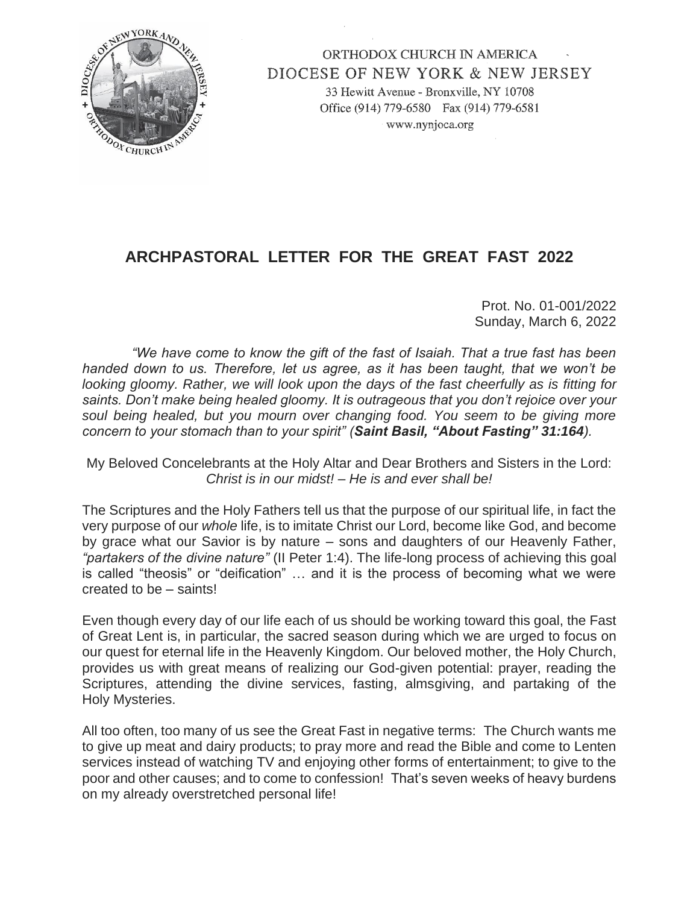ORTHODOX CHURCH IN AMERICA
DIOCESE OF NEW YORK & NEW JERSEY
33 Hewitt Avenue - Bronxville, NY 10708
Office (914) 779-6580 Fax (914) 779-6581
www.nynjoca.org

## ARCHPASTORAL LETTER FOR THE GREAT FAST 2022

Prot. No. 01-001/2022
Sunday, March 6, 2022

*"We have come to know the gift of the fast of Isaiah. That a true fast has been handed down to us. Therefore, let us agree, as it has been taught, that we won't be looking gloomy. Rather, we will look upon the days of the fast cheerfully as is fitting for saints. Don't make being healed gloomy. It is outrageous that you don't rejoice over your soul being healed, but you mourn over changing food. You seem to be giving more concern to your stomach than to your spirit" (**Saint Basil, "About Fasting" 31:164**).*

My Beloved Concelebrants at the Holy Altar and Dear Brothers and Sisters in the Lord:
*Christ is in our midst! – He is and ever shall be!*

The Scriptures and the Holy Fathers tell us that the purpose of our spiritual life, in fact the very purpose of our *whole* life, is to imitate Christ our Lord, become like God, and become by grace what our Savior is by nature – sons and daughters of our Heavenly Father, *"partakers of the divine nature"* (II Peter 1:4). The life-long process of achieving this goal is called "theosis" or "deification" … and it is the process of becoming what we were created to be – saints!

Even though every day of our life each of us should be working toward this goal, the Fast of Great Lent is, in particular, the sacred season during which we are urged to focus on our quest for eternal life in the Heavenly Kingdom. Our beloved mother, the Holy Church, provides us with great means of realizing our God-given potential: prayer, reading the Scriptures, attending the divine services, fasting, almsgiving, and partaking of the Holy Mysteries.

All too often, too many of us see the Great Fast in negative terms: The Church wants me to give up meat and dairy products; to pray more and read the Bible and come to Lenten services instead of watching TV and enjoying other forms of entertainment; to give to the poor and other causes; and to come to confession! That's seven weeks of heavy burdens on my already overstretched personal life!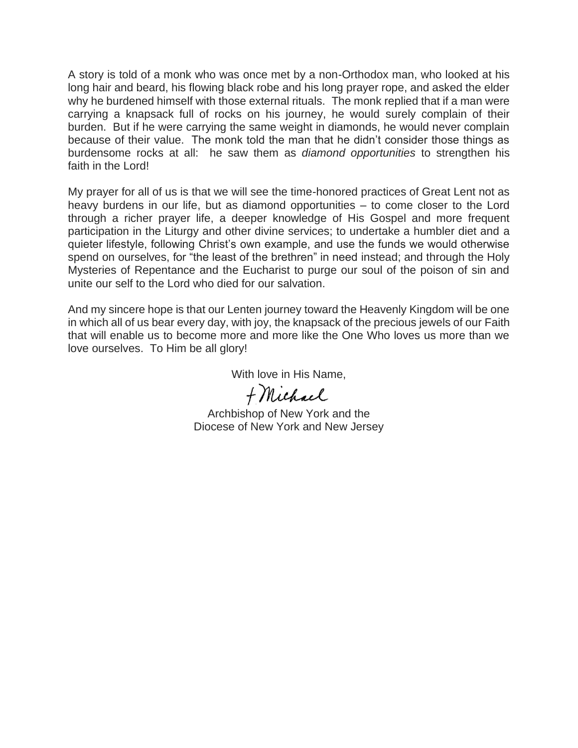A story is told of a monk who was once met by a non-Orthodox man, who looked at his long hair and beard, his flowing black robe and his long prayer rope, and asked the elder why he burdened himself with those external rituals. The monk replied that if a man were carrying a knapsack full of rocks on his journey, he would surely complain of their burden. But if he were carrying the same weight in diamonds, he would never complain because of their value. The monk told the man that he didn't consider those things as burdensome rocks at all: he saw them as *diamond opportunities* to strengthen his faith in the Lord!

My prayer for all of us is that we will see the time-honored practices of Great Lent not as heavy burdens in our life, but as diamond opportunities – to come closer to the Lord through a richer prayer life, a deeper knowledge of His Gospel and more frequent participation in the Liturgy and other divine services; to undertake a humbler diet and a quieter lifestyle, following Christ's own example, and use the funds we would otherwise spend on ourselves, for "the least of the brethren" in need instead; and through the Holy Mysteries of Repentance and the Eucharist to purge our soul of the poison of sin and unite our self to the Lord who died for our salvation.

And my sincere hope is that our Lenten journey toward the Heavenly Kingdom will be one in which all of us bear every day, with joy, the knapsack of the precious jewels of our Faith that will enable us to become more and more like the One Who loves us more than we love ourselves. To Him be all glory!

With love in His Name,

+Michael

Archbishop of New York and the
Diocese of New York and New Jersey